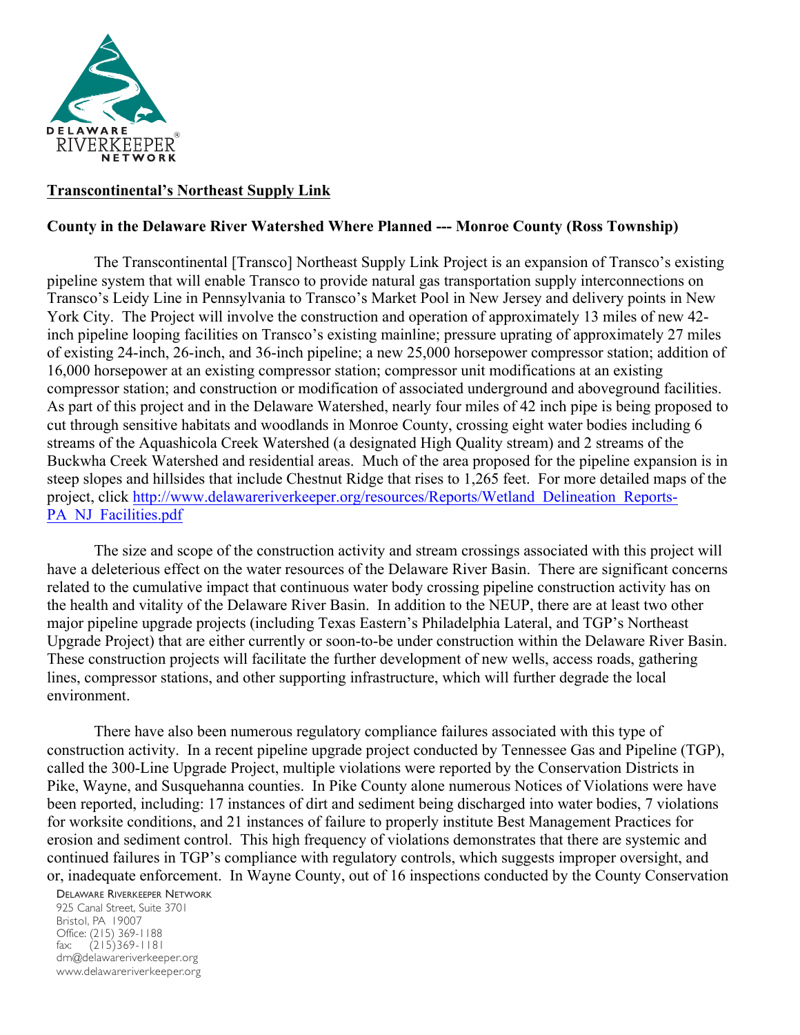**Transcontinental's Northeast Supply Link**

**County in the Delaware River Watershed Where Planned --- Monroe County (Ross Township)**

The Transcontinental [Transco] Northeast Supply Link Project is an expansion of Transco's existing pipeline system that will enable Transco to provide natural gas transportation supply interconnections on Transco's Leidy Line in Pennsylvania to Transco's Market Pool in New Jersey and delivery points in New York City. The Project will involve the construction and operation of approximately 13 miles of new 42-inch pipeline looping facilities on Transco's existing mainline; pressure uprating of approximately 27 miles of existing 24-inch, 26-inch, and 36-inch pipeline; a new 25,000 horsepower compressor station; addition of 16,000 horsepower at an existing compressor station; compressor unit modifications at an existing compressor station; and construction or modification of associated underground and aboveground facilities. As part of this project and in the Delaware Watershed, nearly four miles of 42 inch pipe is being proposed to cut through sensitive habitats and woodlands in Monroe County, crossing eight water bodies including 6 streams of the Aquashicola Creek Watershed (a designated High Quality stream) and 2 streams of the Buckwha Creek Watershed and residential areas. Much of the area proposed for the pipeline expansion is in steep slopes and hillsides that include Chestnut Ridge that rises to 1,265 feet. For more detailed maps of the project, click http://www.delawareriverkeeper.org/resources/Reports/Wetland_Delineation_Reports-PA_NJ_Facilities.pdf

The size and scope of the construction activity and stream crossings associated with this project will have a deleterious effect on the water resources of the Delaware River Basin. There are significant concerns related to the cumulative impact that continuous water body crossing pipeline construction activity has on the health and vitality of the Delaware River Basin. In addition to the NEUP, there are at least two other major pipeline upgrade projects (including Texas Eastern's Philadelphia Lateral, and TGP's Northeast Upgrade Project) that are either currently or soon-to-be under construction within the Delaware River Basin. These construction projects will facilitate the further development of new wells, access roads, gathering lines, compressor stations, and other supporting infrastructure, which will further degrade the local environment.

There have also been numerous regulatory compliance failures associated with this type of construction activity. In a recent pipeline upgrade project conducted by Tennessee Gas and Pipeline (TGP), called the 300-Line Upgrade Project, multiple violations were reported by the Conservation Districts in Pike, Wayne, and Susquehanna counties. In Pike County alone numerous Notices of Violations were have been reported, including: 17 instances of dirt and sediment being discharged into water bodies, 7 violations for worksite conditions, and 21 instances of failure to properly institute Best Management Practices for erosion and sediment control. This high frequency of violations demonstrates that there are systemic and continued failures in TGP's compliance with regulatory controls, which suggests improper oversight, and or, inadequate enforcement. In Wayne County, out of 16 inspections conducted by the County Conservation

Delaware Riverkeeper Network
925 Canal Street, Suite 3701
Bristol, PA 19007
Office: (215) 369-1188
fax: (215)369-1181
drn@delawareriverkeeper.org
www.delawareriverkeeper.org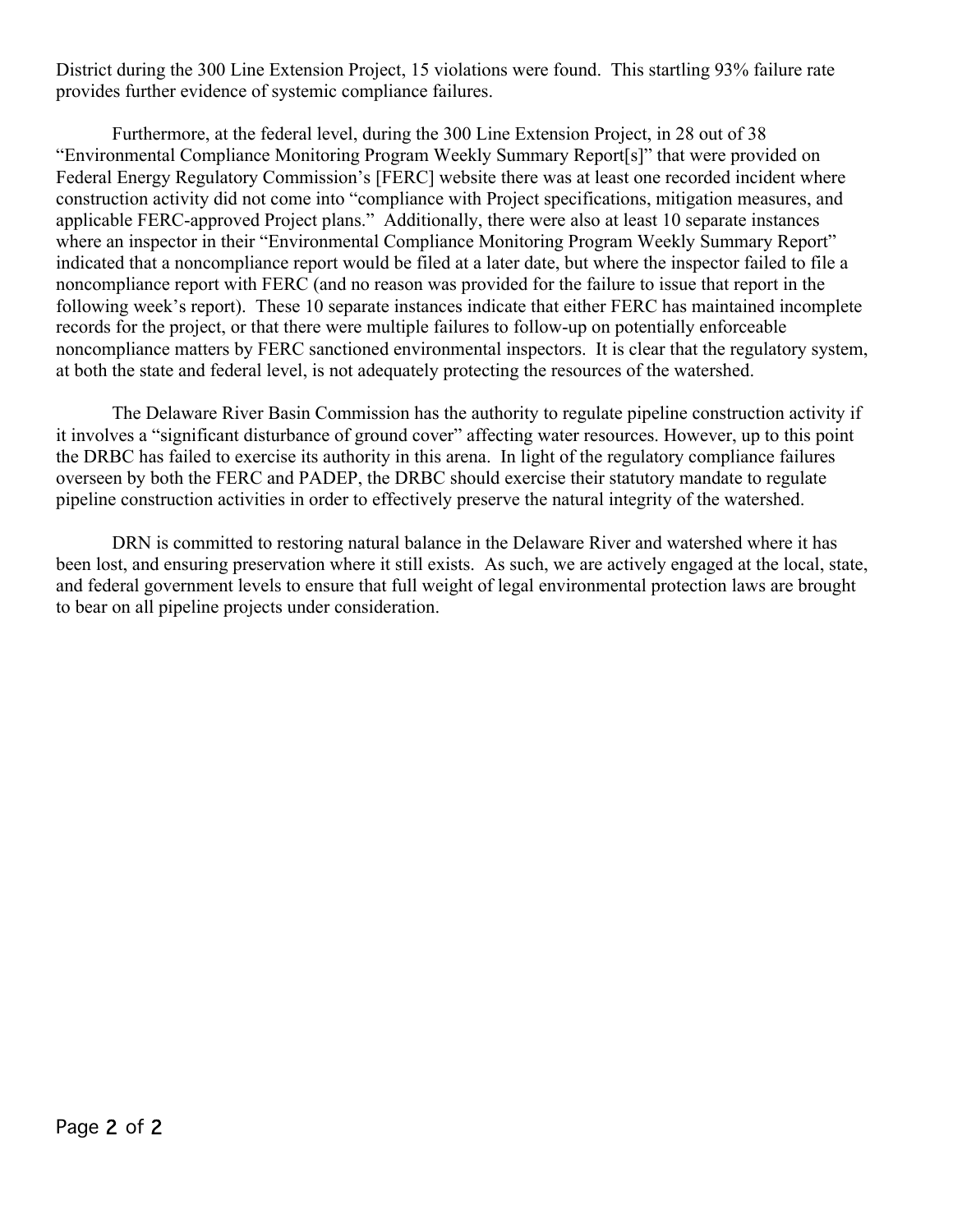District during the 300 Line Extension Project, 15 violations were found. This startling 93% failure rate provides further evidence of systemic compliance failures.

Furthermore, at the federal level, during the 300 Line Extension Project, in 28 out of 38 "Environmental Compliance Monitoring Program Weekly Summary Report[s]" that were provided on Federal Energy Regulatory Commission's [FERC] website there was at least one recorded incident where construction activity did not come into "compliance with Project specifications, mitigation measures, and applicable FERC-approved Project plans." Additionally, there were also at least 10 separate instances where an inspector in their "Environmental Compliance Monitoring Program Weekly Summary Report" indicated that a noncompliance report would be filed at a later date, but where the inspector failed to file a noncompliance report with FERC (and no reason was provided for the failure to issue that report in the following week's report). These 10 separate instances indicate that either FERC has maintained incomplete records for the project, or that there were multiple failures to follow-up on potentially enforceable noncompliance matters by FERC sanctioned environmental inspectors. It is clear that the regulatory system, at both the state and federal level, is not adequately protecting the resources of the watershed.

The Delaware River Basin Commission has the authority to regulate pipeline construction activity if it involves a "significant disturbance of ground cover" affecting water resources. However, up to this point the DRBC has failed to exercise its authority in this arena. In light of the regulatory compliance failures overseen by both the FERC and PADEP, the DRBC should exercise their statutory mandate to regulate pipeline construction activities in order to effectively preserve the natural integrity of the watershed.

DRN is committed to restoring natural balance in the Delaware River and watershed where it has been lost, and ensuring preservation where it still exists. As such, we are actively engaged at the local, state, and federal government levels to ensure that full weight of legal environmental protection laws are brought to bear on all pipeline projects under consideration.